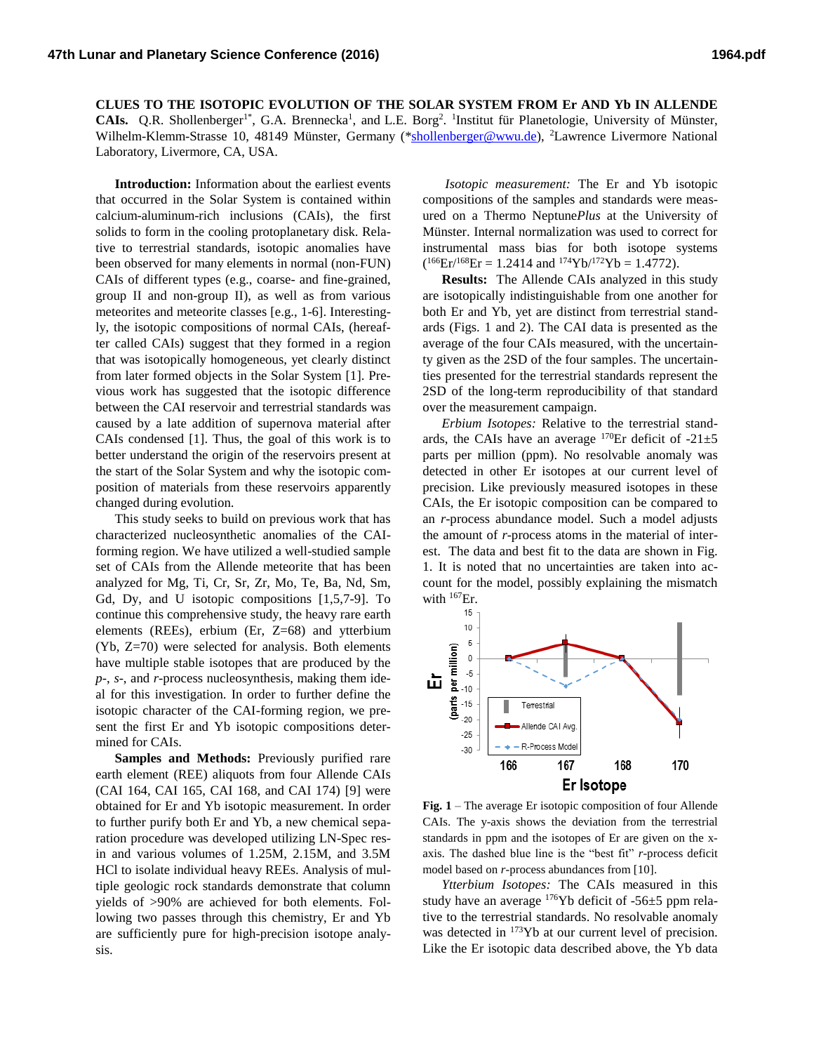# CLUES TO THE ISOTOPIC EVOLUTION OF THE SOLAR SYSTEM FROM Er AND Yb IN ALLENDE CAIs.

Q.R. Shollenberger[1*], G.A. Brennecka[1], and L.E. Borg[2]. [1]Institut für Planetologie, University of Münster, Wilhelm-Klemm-Strasse 10, 48149 Münster, Germany (*shollenberger@wwu.de), [2]Lawrence Livermore National Laboratory, Livermore, CA, USA.

**Introduction:** Information about the earliest events that occurred in the Solar System is contained within calcium-aluminum-rich inclusions (CAIs), the first solids to form in the cooling protoplanetary disk. Relative to terrestrial standards, isotopic anomalies have been observed for many elements in normal (non-FUN) CAIs of different types (e.g., coarse- and fine-grained, group II and non-group II), as well as from various meteorites and meteorite classes [e.g., 1-6]. Interestingly, the isotopic compositions of normal CAIs, (hereafter called CAIs) suggest that they formed in a region that was isotopically homogeneous, yet clearly distinct from later formed objects in the Solar System [1]. Previous work has suggested that the isotopic difference between the CAI reservoir and terrestrial standards was caused by a late addition of supernova material after CAIs condensed [1]. Thus, the goal of this work is to better understand the origin of the reservoirs present at the start of the Solar System and why the isotopic composition of materials from these reservoirs apparently changed during evolution.

This study seeks to build on previous work that has characterized nucleosynthetic anomalies of the CAI-forming region. We have utilized a well-studied sample set of CAIs from the Allende meteorite that has been analyzed for Mg, Ti, Cr, Sr, Zr, Mo, Te, Ba, Nd, Sm, Gd, Dy, and U isotopic compositions [1,5,7-9]. To continue this comprehensive study, the heavy rare earth elements (REEs), erbium (Er, Z=68) and ytterbium (Yb, Z=70) were selected for analysis. Both elements have multiple stable isotopes that are produced by the *p*-, *s*-, and *r*-process nucleosynthesis, making them ideal for this investigation. In order to further define the isotopic character of the CAI-forming region, we present the first Er and Yb isotopic compositions determined for CAIs.

**Samples and Methods:** Previously purified rare earth element (REE) aliquots from four Allende CAIs (CAI 164, CAI 165, CAI 168, and CAI 174) [9] were obtained for Er and Yb isotopic measurement. In order to further purify both Er and Yb, a new chemical separation procedure was developed utilizing LN-Spec resin and various volumes of 1.25M, 2.15M, and 3.5M HCl to isolate individual heavy REEs. Analysis of multiple geologic rock standards demonstrate that column yields of >90% are achieved for both elements. Following two passes through this chemistry, Er and Yb are sufficiently pure for high-precision isotope analysis.

*Isotopic measurement:* The Er and Yb isotopic compositions of the samples and standards were measured on a Thermo Neptune*Plus* at the University of Münster. Internal normalization was used to correct for instrumental mass bias for both isotope systems ($^{166}$Er/$^{168}$Er = 1.2414 and $^{174}$Yb/$^{172}$Yb = 1.4772).

**Results:** The Allende CAIs analyzed in this study are isotopically indistinguishable from one another for both Er and Yb, yet are distinct from terrestrial standards (Figs. 1 and 2). The CAI data is presented as the average of the four CAIs measured, with the uncertainty given as the 2SD of the four samples. The uncertainties presented for the terrestrial standards represent the 2SD of the long-term reproducibility of that standard over the measurement campaign.

*Erbium Isotopes:* Relative to the terrestrial standards, the CAIs have an average $^{170}$Er deficit of -21±5 parts per million (ppm). No resolvable anomaly was detected in other Er isotopes at our current level of precision. Like previously measured isotopes in these CAIs, the Er isotopic composition can be compared to an *r*-process abundance model. Such a model adjusts the amount of *r*-process atoms in the material of interest. The data and best fit to the data are shown in Fig. 1. It is noted that no uncertainties are taken into account for the model, possibly explaining the mismatch with $^{167}$Er.

**Fig. 1** – The average Er isotopic composition of four Allende CAIs. The y-axis shows the deviation from the terrestrial standards in ppm and the isotopes of Er are given on the x-axis. The dashed blue line is the "best fit" *r*-process deficit model based on *r*-process abundances from [10].

*Ytterbium Isotopes:* The CAIs measured in this study have an average $^{176}$Yb deficit of -56±5 ppm relative to the terrestrial standards. No resolvable anomaly was detected in $^{173}$Yb at our current level of precision. Like the Er isotopic data described above, the Yb data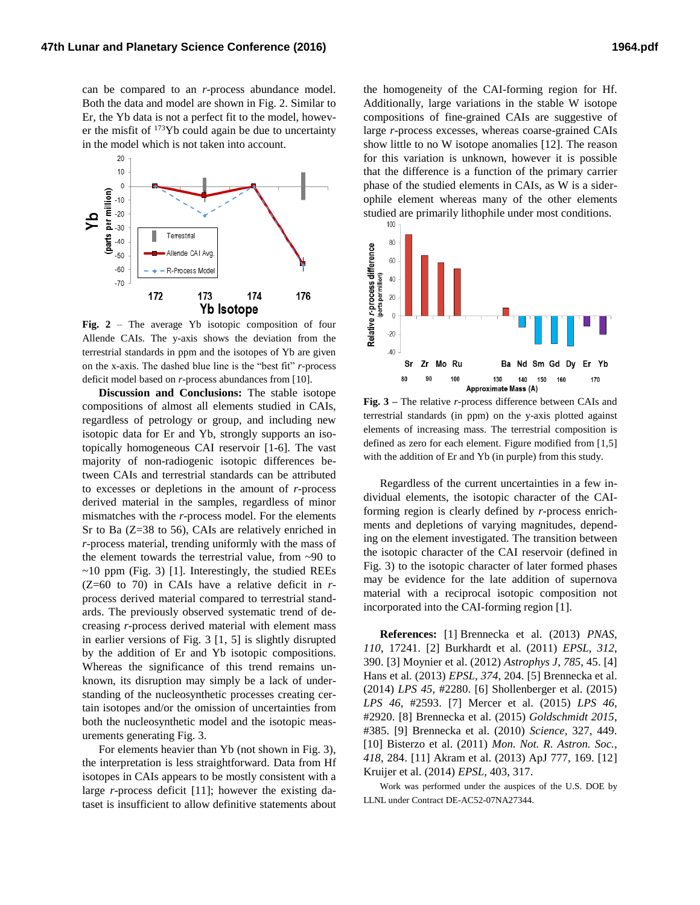can be compared to an *r*-process abundance model. Both the data and model are shown in Fig. 2. Similar to Er, the Yb data is not a perfect fit to the model, however the misfit of $^{173}$Yb could again be due to uncertainty in the model which is not taken into account.

Yb (parts per million)
20
10
0
-10
-20
-30
-40
-50
-60
-70
Terrestrial
Allende CAI Avg.
R-Process Model
172
173
174
176
Yb Isotope

**Fig. 2** – The average Yb isotopic composition of four Allende CAIs. The y-axis shows the deviation from the terrestrial standards in ppm and the isotopes of Yb are given on the x-axis. The dashed blue line is the "best fit" *r*-process deficit model based on *r*-process abundances from [10].

**Discussion and Conclusions:** The stable isotope compositions of almost all elements studied in CAIs, regardless of petrology or group, and including new isotopic data for Er and Yb, strongly supports an isotopically homogeneous CAI reservoir [1-6]. The vast majority of non-radiogenic isotopic differences between CAIs and terrestrial standards can be attributed to excesses or depletions in the amount of *r*-process derived material in the samples, regardless of minor mismatches with the *r*-process model. For the elements Sr to Ba (Z=38 to 56), CAIs are relatively enriched in *r*-process material, trending uniformly with the mass of the element towards the terrestrial value, from ~90 to ~10 ppm (Fig. 3) [1]. Interestingly, the studied REEs (Z=60 to 70) in CAIs have a relative deficit in *r*-process derived material compared to terrestrial standards. The previously observed systematic trend of decreasing *r*-process derived material with element mass in earlier versions of Fig. 3 [1, 5] is slightly disrupted by the addition of Er and Yb isotopic compositions. Whereas the significance of this trend remains unknown, its disruption may simply be a lack of understanding of the nucleosynthetic processes creating certain isotopes and/or the omission of uncertainties from both the nucleosynthetic model and the isotopic measurements generating Fig. 3.

For elements heavier than Yb (not shown in Fig. 3), the interpretation is less straightforward. Data from Hf isotopes in CAIs appears to be mostly consistent with a large *r*-process deficit [11]; however the existing dataset is insufficient to allow definitive statements about the homogeneity of the CAI-forming region for Hf. Additionally, large variations in the stable W isotope compositions of fine-grained CAIs are suggestive of large *r*-process excesses, whereas coarse-grained CAIs show little to no W isotope anomalies [12]. The reason for this variation is unknown, however it is possible that the difference is a function of the primary carrier phase of the studied elements in CAIs, as W is a siderophile element whereas many of the other elements studied are primarily lithophile under most conditions.

Relative *r*-process difference (parts per million)
100
80
60
40
20
0
-20
-40
Sr Zr Mo Ru Ba Nd Sm Gd Dy Er Yb
80 90 100 130 140 150 160 170
Approximate Mass (A)

**Fig. 3** – The relative *r*-process difference between CAIs and terrestrial standards (in ppm) on the y-axis plotted against elements of increasing mass. The terrestrial composition is defined as zero for each element. Figure modified from [1,5] with the addition of Er and Yb (in purple) from this study.

Regardless of the current uncertainties in a few individual elements, the isotopic character of the CAI-forming region is clearly defined by *r*-process enrichments and depletions of varying magnitudes, depending on the element investigated. The transition between the isotopic character of the CAI reservoir (defined in Fig. 3) to the isotopic character of later formed phases may be evidence for the late addition of supernova material with a reciprocal isotopic composition not incorporated into the CAI-forming region [1].

**References:** [1] Brennecka et al. (2013) *PNAS*, *110*, 17241. [2] Burkhardt et al. (2011) *EPSL*, *312*, 390. [3] Moynier et al. (2012) *Astrophys J*, *785*, 45. [4] Hans et al. (2013) *EPSL*, *374*, 204. [5] Brennecka et al. (2014) *LPS 45*, #2280. [6] Shollenberger et al. (2015) *LPS 46*, #2593. [7] Mercer et al. (2015) *LPS 46*, #2920. [8] Brennecka et al. (2015) *Goldschmidt 2015*, #385. [9] Brennecka et al. (2010) *Science*, 327, 449. [10] Bisterzo et al. (2011) *Mon. Not. R. Astron. Soc.*, *418*, 284. [11] Akram et al. (2013) ApJ 777, 169. [12] Kruijer et al. (2014) *EPSL*, 403, 317.

Work was performed under the auspices of the U.S. DOE by LLNL under Contract DE-AC52-07NA27344.